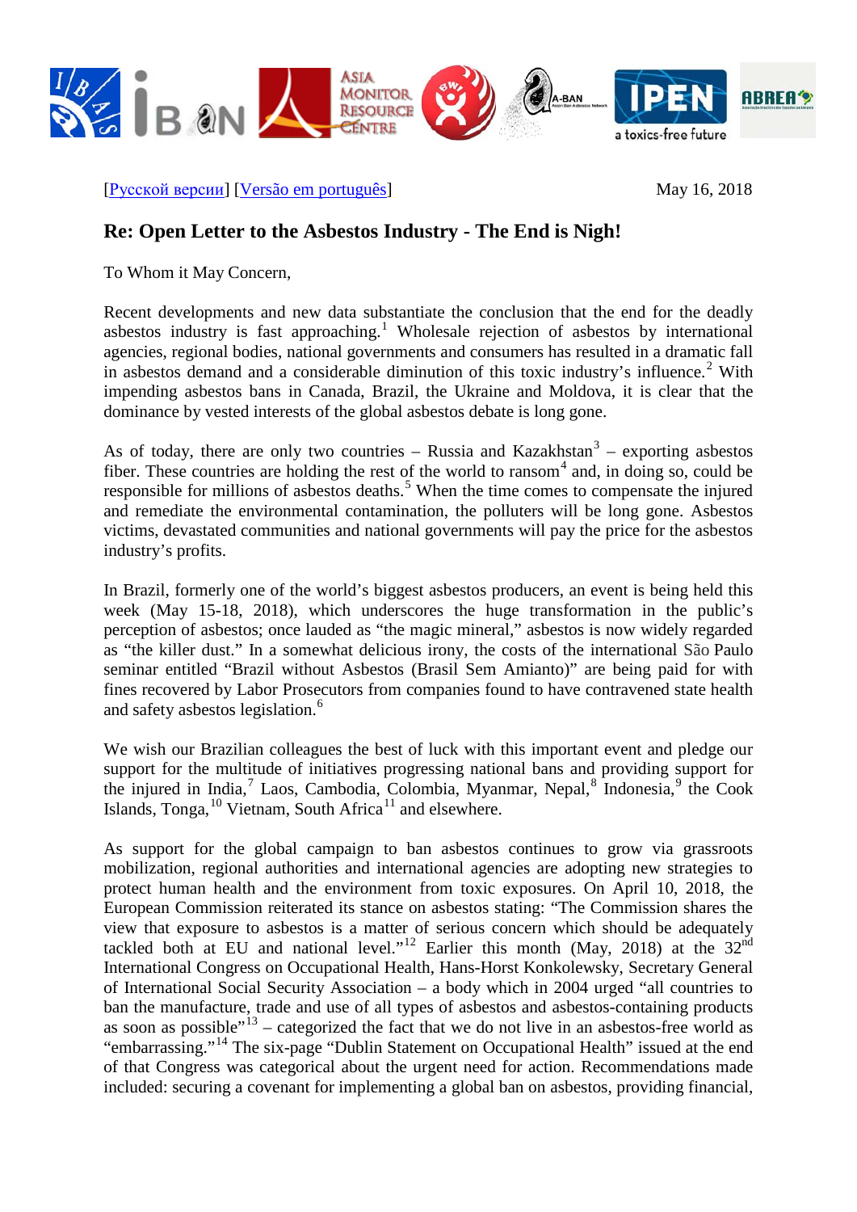[Русской версии] [Versão em português]

May 16, 2018

## Re: Open Letter to the Asbestos Industry - The End is Nigh!

To Whom it May Concern,

Recent developments and new data substantiate the conclusion that the end for the deadly asbestos industry is fast approaching.[1] Wholesale rejection of asbestos by international agencies, regional bodies, national governments and consumers has resulted in a dramatic fall in asbestos demand and a considerable diminution of this toxic industry's influence.[2] With impending asbestos bans in Canada, Brazil, the Ukraine and Moldova, it is clear that the dominance by vested interests of the global asbestos debate is long gone.

As of today, there are only two countries – Russia and Kazakhstan[3] – exporting asbestos fiber. These countries are holding the rest of the world to ransom[4] and, in doing so, could be responsible for millions of asbestos deaths.[5] When the time comes to compensate the injured and remediate the environmental contamination, the polluters will be long gone. Asbestos victims, devastated communities and national governments will pay the price for the asbestos industry's profits.

In Brazil, formerly one of the world's biggest asbestos producers, an event is being held this week (May 15-18, 2018), which underscores the huge transformation in the public's perception of asbestos; once lauded as "the magic mineral," asbestos is now widely regarded as "the killer dust." In a somewhat delicious irony, the costs of the international São Paulo seminar entitled "Brazil without Asbestos (Brasil Sem Amianto)" are being paid for with fines recovered by Labor Prosecutors from companies found to have contravened state health and safety asbestos legislation.[6]

We wish our Brazilian colleagues the best of luck with this important event and pledge our support for the multitude of initiatives progressing national bans and providing support for the injured in India,[7] Laos, Cambodia, Colombia, Myanmar, Nepal,[8] Indonesia,[9] the Cook Islands, Tonga,[10] Vietnam, South Africa[11] and elsewhere.

As support for the global campaign to ban asbestos continues to grow via grassroots mobilization, regional authorities and international agencies are adopting new strategies to protect human health and the environment from toxic exposures. On April 10, 2018, the European Commission reiterated its stance on asbestos stating: "The Commission shares the view that exposure to asbestos is a matter of serious concern which should be adequately tackled both at EU and national level."[12] Earlier this month (May, 2018) at the 32nd International Congress on Occupational Health, Hans-Horst Konkolewsky, Secretary General of International Social Security Association – a body which in 2004 urged "all countries to ban the manufacture, trade and use of all types of asbestos and asbestos-containing products as soon as possible"[13] – categorized the fact that we do not live in an asbestos-free world as "embarrassing."[14] The six-page "Dublin Statement on Occupational Health" issued at the end of that Congress was categorical about the urgent need for action. Recommendations made included: securing a covenant for implementing a global ban on asbestos, providing financial,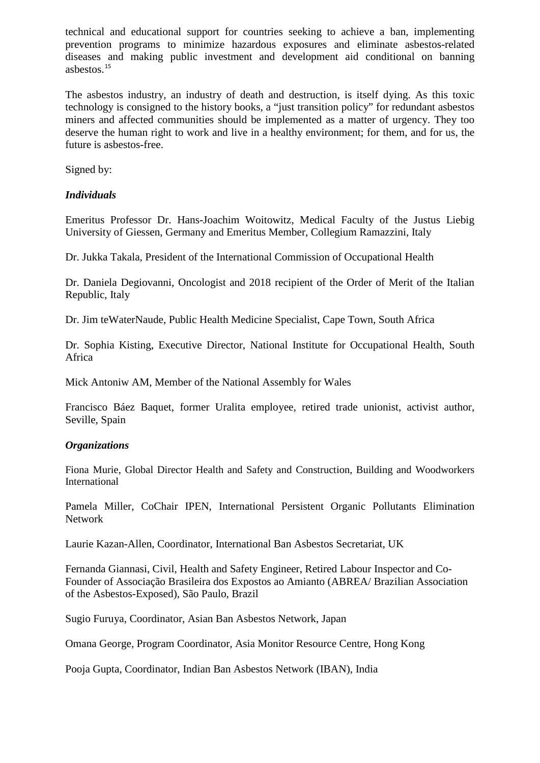technical and educational support for countries seeking to achieve a ban, implementing prevention programs to minimize hazardous exposures and eliminate asbestos-related diseases and making public investment and development aid conditional on banning asbestos.[15]

The asbestos industry, an industry of death and destruction, is itself dying. As this toxic technology is consigned to the history books, a "just transition policy" for redundant asbestos miners and affected communities should be implemented as a matter of urgency. They too deserve the human right to work and live in a healthy environment; for them, and for us, the future is asbestos-free.

Signed by:

***Individuals***

Emeritus Professor Dr. Hans-Joachim Woitowitz, Medical Faculty of the Justus Liebig University of Giessen, Germany and Emeritus Member, Collegium Ramazzini, Italy

Dr. Jukka Takala, President of the International Commission of Occupational Health

Dr. Daniela Degiovanni, Oncologist and 2018 recipient of the Order of Merit of the Italian Republic, Italy

Dr. Jim teWaterNaude, Public Health Medicine Specialist, Cape Town, South Africa

Dr. Sophia Kisting, Executive Director, National Institute for Occupational Health, South Africa

Mick Antoniw AM, Member of the National Assembly for Wales

Francisco Báez Baquet, former Uralita employee, retired trade unionist, activist author, Seville, Spain

***Organizations***

Fiona Murie, Global Director Health and Safety and Construction, Building and Woodworkers International

Pamela Miller, CoChair IPEN, International Persistent Organic Pollutants Elimination Network

Laurie Kazan-Allen, Coordinator, International Ban Asbestos Secretariat, UK

Fernanda Giannasi, Civil, Health and Safety Engineer, Retired Labour Inspector and Co-Founder of Associação Brasileira dos Expostos ao Amianto (ABREA/ Brazilian Association of the Asbestos-Exposed), São Paulo, Brazil

Sugio Furuya, Coordinator, Asian Ban Asbestos Network, Japan

Omana George, Program Coordinator, Asia Monitor Resource Centre, Hong Kong

Pooja Gupta, Coordinator, Indian Ban Asbestos Network (IBAN), India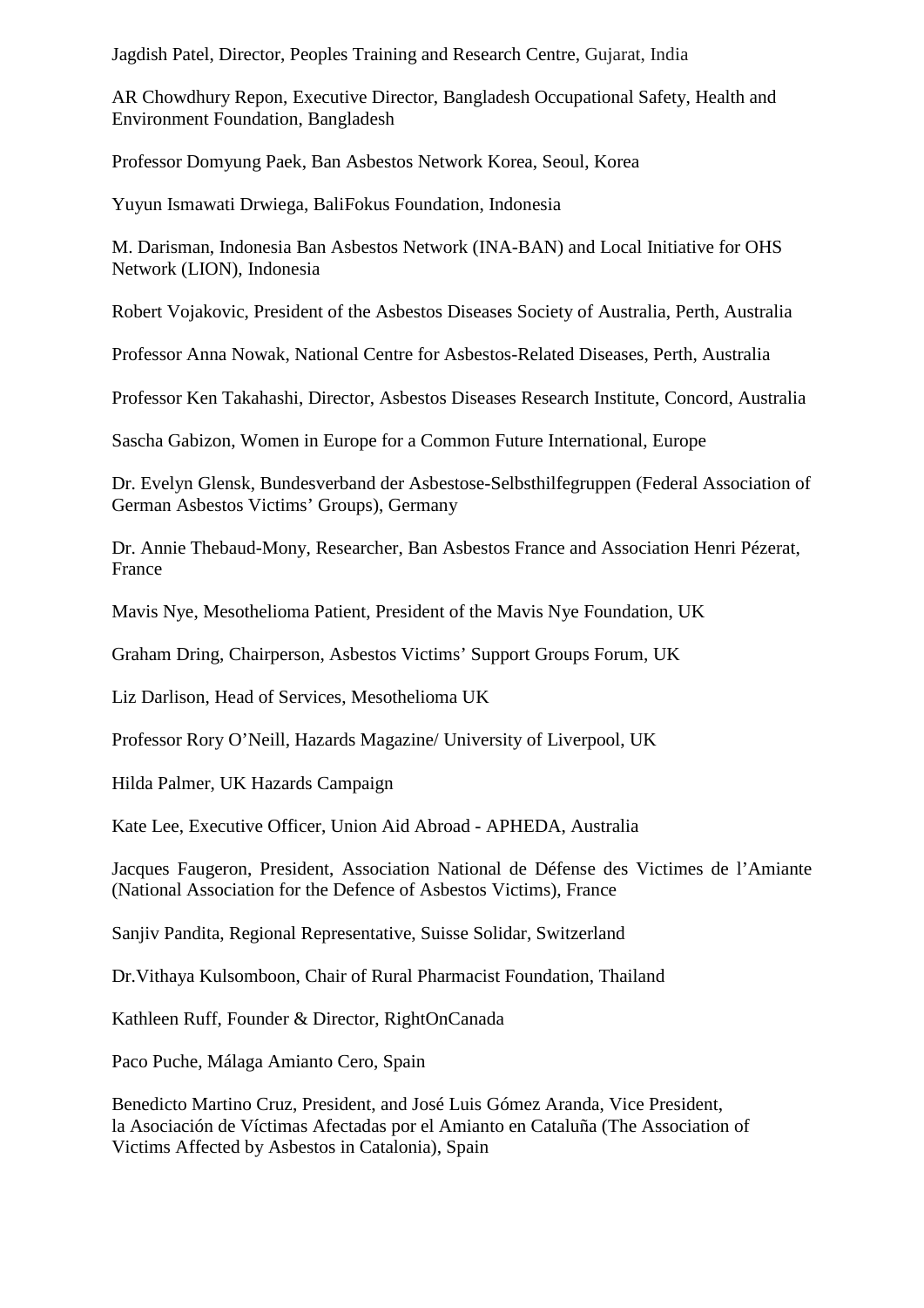Jagdish Patel, Director, Peoples Training and Research Centre, Gujarat, India

AR Chowdhury Repon, Executive Director, Bangladesh Occupational Safety, Health and Environment Foundation, Bangladesh

Professor Domyung Paek, Ban Asbestos Network Korea, Seoul, Korea

Yuyun Ismawati Drwiega, BaliFokus Foundation, Indonesia

M. Darisman, Indonesia Ban Asbestos Network (INA-BAN) and Local Initiative for OHS Network (LION), Indonesia

Robert Vojakovic, President of the Asbestos Diseases Society of Australia, Perth, Australia

Professor Anna Nowak, National Centre for Asbestos-Related Diseases, Perth, Australia

Professor Ken Takahashi, Director, Asbestos Diseases Research Institute, Concord, Australia

Sascha Gabizon, Women in Europe for a Common Future International, Europe

Dr. Evelyn Glensk, Bundesverband der Asbestose-Selbsthilfegruppen (Federal Association of German Asbestos Victims' Groups), Germany

Dr. Annie Thebaud-Mony, Researcher, Ban Asbestos France and Association Henri Pézerat, France

Mavis Nye, Mesothelioma Patient, President of the Mavis Nye Foundation, UK

Graham Dring, Chairperson, Asbestos Victims' Support Groups Forum, UK

Liz Darlison, Head of Services, Mesothelioma UK

Professor Rory O'Neill, Hazards Magazine/ University of Liverpool, UK

Hilda Palmer, UK Hazards Campaign

Kate Lee, Executive Officer, Union Aid Abroad - APHEDA, Australia

Jacques Faugeron, President, Association National de Défense des Victimes de l'Amiante (National Association for the Defence of Asbestos Victims), France

Sanjiv Pandita, Regional Representative, Suisse Solidar, Switzerland

Dr.Vithaya Kulsomboon, Chair of Rural Pharmacist Foundation, Thailand

Kathleen Ruff, Founder & Director, RightOnCanada

Paco Puche, Málaga Amianto Cero, Spain

Benedicto Martino Cruz, President, and José Luis Gómez Aranda, Vice President, la Asociación de Víctimas Afectadas por el Amianto en Cataluña (The Association of Victims Affected by Asbestos in Catalonia), Spain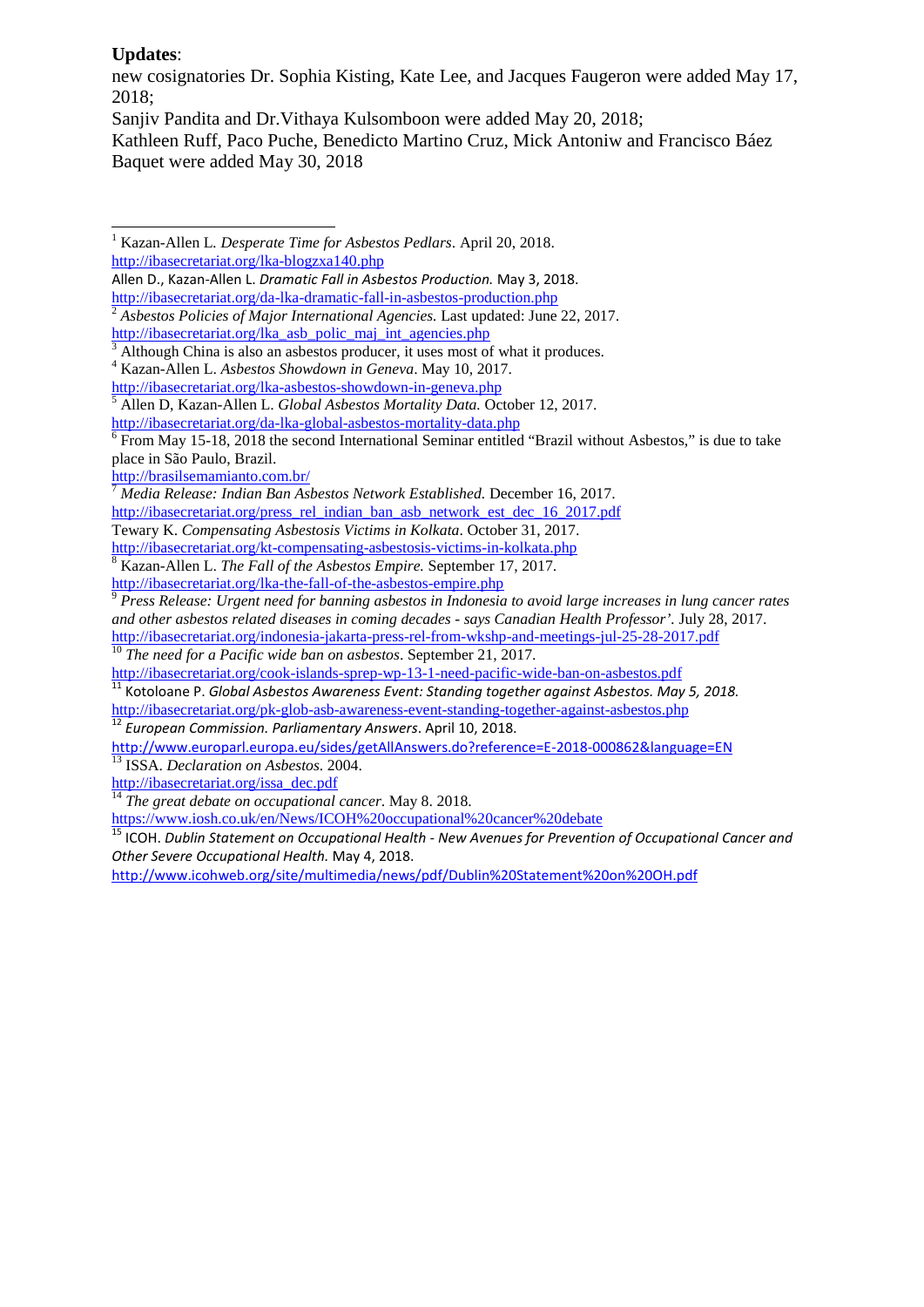**Updates**:
new cosignatories Dr. Sophia Kisting, Kate Lee, and Jacques Faugeron were added May 17, 2018;
Sanjiv Pandita and Dr.Vithaya Kulsomboon were added May 20, 2018;
Kathleen Ruff, Paco Puche, Benedicto Martino Cruz, Mick Antoniw and Francisco Báez Baquet were added May 30, 2018

---

[1] Kazan-Allen L. *Desperate Time for Asbestos Pedlars*. April 20, 2018.
http://ibasecretariat.org/lka-blogzxa140.php
Allen D., Kazan-Allen L. *Dramatic Fall in Asbestos Production.* May 3, 2018.
http://ibasecretariat.org/da-lka-dramatic-fall-in-asbestos-production.php

[2] *Asbestos Policies of Major International Agencies.* Last updated: June 22, 2017.
http://ibasecretariat.org/lka_asb_polic_maj_int_agencies.php

[3] Although China is also an asbestos producer, it uses most of what it produces.

[4] Kazan-Allen L. *Asbestos Showdown in Geneva*. May 10, 2017.
http://ibasecretariat.org/lka-asbestos-showdown-in-geneva.php

[5] Allen D, Kazan-Allen L. *Global Asbestos Mortality Data.* October 12, 2017.
http://ibasecretariat.org/da-lka-global-asbestos-mortality-data.php

[6] From May 15-18, 2018 the second International Seminar entitled "Brazil without Asbestos," is due to take place in São Paulo, Brazil.
http://brasilsemamianto.com.br/

[7] *Media Release: Indian Ban Asbestos Network Established.* December 16, 2017.
http://ibasecretariat.org/press_rel_indian_ban_asb_network_est_dec_16_2017.pdf
Tewary K. *Compensating Asbestosis Victims in Kolkata*. October 31, 2017.
http://ibasecretariat.org/kt-compensating-asbestosis-victims-in-kolkata.php

[8] Kazan-Allen L. *The Fall of the Asbestos Empire.* September 17, 2017.
http://ibasecretariat.org/lka-the-fall-of-the-asbestos-empire.php

[9] *Press Release: Urgent need for banning asbestos in Indonesia to avoid large increases in lung cancer rates and other asbestos related diseases in coming decades - says Canadian Health Professor'.* July 28, 2017.
http://ibasecretariat.org/indonesia-jakarta-press-rel-from-wkshp-and-meetings-jul-25-28-2017.pdf

[10] *The need for a Pacific wide ban on asbestos*. September 21, 2017.
http://ibasecretariat.org/cook-islands-sprep-wp-13-1-need-pacific-wide-ban-on-asbestos.pdf

[11] Kotoloane P. *Global Asbestos Awareness Event: Standing together against Asbestos. May 5, 2018.*
http://ibasecretariat.org/pk-glob-asb-awareness-event-standing-together-against-asbestos.php

[12] *European Commission. Parliamentary Answers*. April 10, 2018.
http://www.europarl.europa.eu/sides/getAllAnswers.do?reference=E-2018-000862&language=EN

[13] ISSA. *Declaration on Asbestos.* 2004.
http://ibasecretariat.org/issa_dec.pdf

[14] *The great debate on occupational cancer.* May 8. 2018.
https://www.iosh.co.uk/en/News/ICOH%20occupational%20cancer%20debate

[15] ICOH. *Dublin Statement on Occupational Health - New Avenues for Prevention of Occupational Cancer and Other Severe Occupational Health.* May 4, 2018.
http://www.icohweb.org/site/multimedia/news/pdf/Dublin%20Statement%20on%20OH.pdf